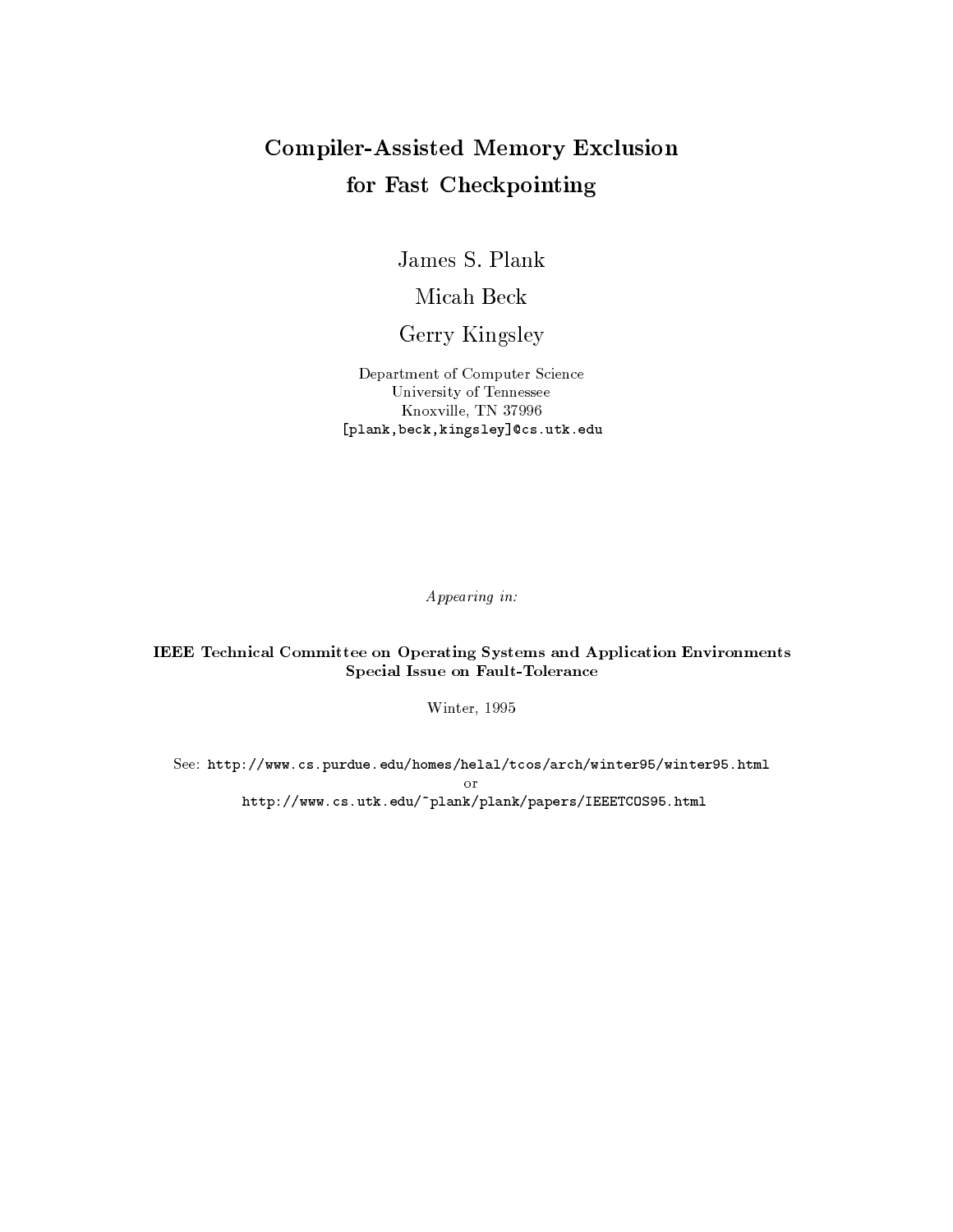# Compiler-Assisted Memory Exclusion for Fast Checkpointing

James S. Plank

Micah Beck

Gerry Kingsley

Department of Computer Science
University of Tennessee
Knoxville, TN 37996
[plank,beck,kingsley]@cs.utk.edu

*Appearing in:*

**IEEE Technical Committee on Operating Systems and Application Environments**
**Special Issue on Fault-Tolerance**

Winter, 1995

See: http://www.cs.purdue.edu/homes/helal/tcos/arch/winter95/winter95.html
or
http://www.cs.utk.edu/~plank/plank/papers/IEEETCOS95.html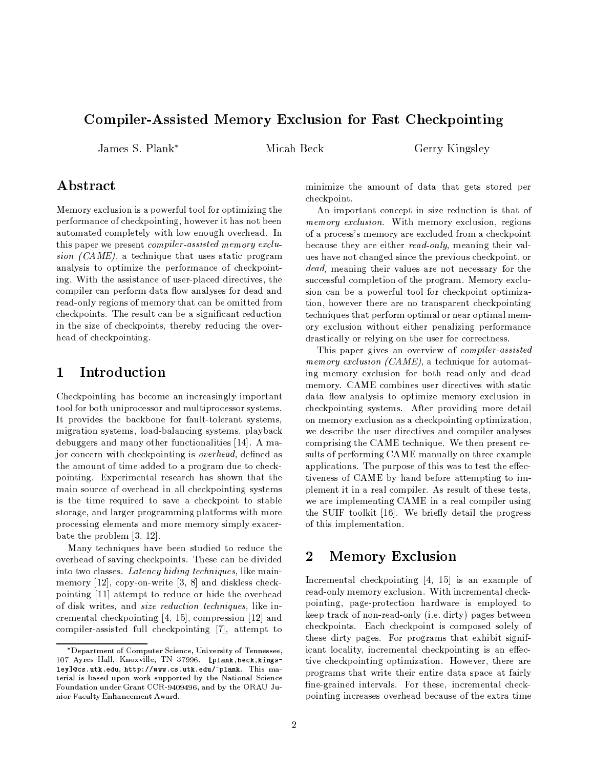# Compiler-Assisted Memory Exclusion for Fast Checkpointing

James S. Plank*  Micah Beck  Gerry Kingsley

## Abstract

Memory exclusion is a powerful tool for optimizing the performance of checkpointing, however it has not been automated completely with low enough overhead. In this paper we present *compiler-assisted memory exclusion (CAME)*, a technique that uses static program analysis to optimize the performance of checkpointing. With the assistance of user-placed directives, the compiler can perform data flow analyses for dead and read-only regions of memory that can be omitted from checkpoints. The result can be a significant reduction in the size of checkpoints, thereby reducing the overhead of checkpointing.

## 1 Introduction

Checkpointing has become an increasingly important tool for both uniprocessor and multiprocessor systems. It provides the backbone for fault-tolerant systems, migration systems, load-balancing systems, playback debuggers and many other functionalities [14]. A major concern with checkpointing is *overhead*, defined as the amount of time added to a program due to checkpointing. Experimental research has shown that the main source of overhead in all checkpointing systems is the time required to save a checkpoint to stable storage, and larger programming platforms with more processing elements and more memory simply exacerbate the problem [3, 12].

Many techniques have been studied to reduce the overhead of saving checkpoints. These can be divided into two classes. *Latency hiding techniques*, like main-memory [12], copy-on-write [3, 8] and diskless checkpointing [11] attempt to reduce or hide the overhead of disk writes, and *size reduction techniques*, like incremental checkpointing [4, 15], compression [12] and compiler-assisted full checkpointing [7], attempt to minimize the amount of data that gets stored per checkpoint.

An important concept in size reduction is that of *memory exclusion*. With memory exclusion, regions of a process's memory are excluded from a checkpoint because they are either *read-only*, meaning their values have not changed since the previous checkpoint, or *dead*, meaning their values are not necessary for the successful completion of the program. Memory exclusion can be a powerful tool for checkpoint optimization, however there are no transparent checkpointing techniques that perform optimal or near optimal memory exclusion without either penalizing performance drastically or relying on the user for correctness.

This paper gives an overview of *compiler-assisted memory exclusion (CAME)*, a technique for automating memory exclusion for both read-only and dead memory. CAME combines user directives with static data flow analysis to optimize memory exclusion in checkpointing systems. After providing more detail on memory exclusion as a checkpointing optimization, we describe the user directives and compiler analyses comprising the CAME technique. We then present results of performing CAME manually on three example applications. The purpose of this was to test the effectiveness of CAME by hand before attempting to implement it in a real compiler. As result of these tests, we are implementing CAME in a real compiler using the SUIF toolkit [16]. We briefly detail the progress of this implementation.

## 2 Memory Exclusion

Incremental checkpointing [4, 15] is an example of read-only memory exclusion. With incremental checkpointing, page-protection hardware is employed to keep track of non-read-only (i.e. dirty) pages between checkpoints. Each checkpoint is composed solely of these dirty pages. For programs that exhibit significant locality, incremental checkpointing is an effective checkpointing optimization. However, there are programs that write their entire data space at fairly fine-grained intervals. For these, incremental checkpointing increases overhead because of the extra time

*Department of Computer Science, University of Tennessee, 107 Ayres Hall, Knoxville, TN 37996. [plank,beck,kingsley]@cs.utk.edu, http://www.cs.utk.edu/~plank. This material is based upon work supported by the National Science Foundation under Grant CCR-9409496, and by the ORAU Junior Faculty Enhancement Award.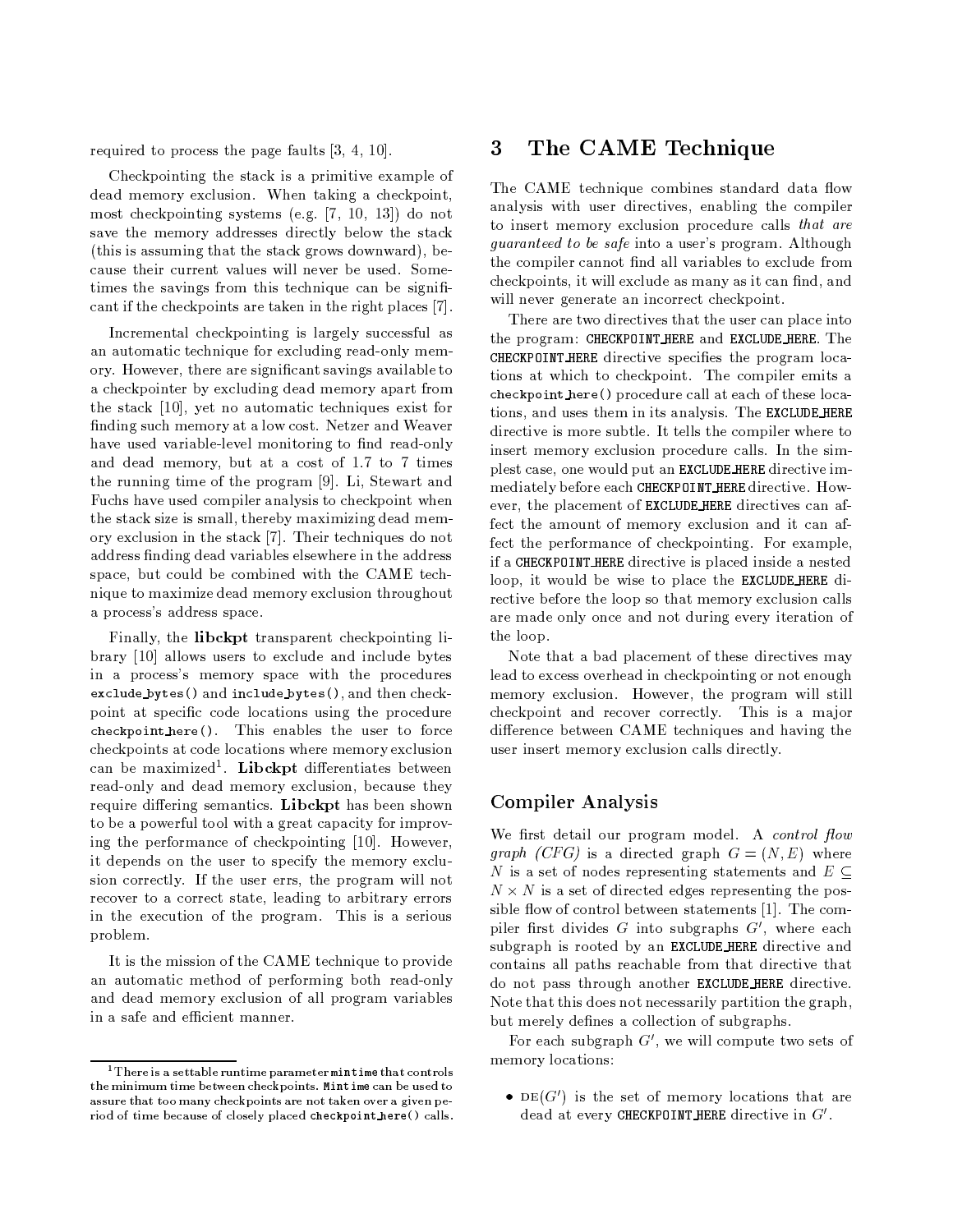required to process the page faults [3, 4, 10].

Checkpointing the stack is a primitive example of dead memory exclusion. When taking a checkpoint, most checkpointing systems (e.g. [7, 10, 13]) do not save the memory addresses directly below the stack (this is assuming that the stack grows downward), because their current values will never be used. Sometimes the savings from this technique can be significant if the checkpoints are taken in the right places [7].

Incremental checkpointing is largely successful as an automatic technique for excluding read-only memory. However, there are significant savings available to a checkpointer by excluding dead memory apart from the stack [10], yet no automatic techniques exist for finding such memory at a low cost. Netzer and Weaver have used variable-level monitoring to find read-only and dead memory, but at a cost of 1.7 to 7 times the running time of the program [9]. Li, Stewart and Fuchs have used compiler analysis to checkpoint when the stack size is small, thereby maximizing dead memory exclusion in the stack [7]. Their techniques do not address finding dead variables elsewhere in the address space, but could be combined with the CAME technique to maximize dead memory exclusion throughout a process's address space.

Finally, the **libckpt** transparent checkpointing library [10] allows users to exclude and include bytes in a process's memory space with the procedures `exclude_bytes()` and `include_bytes()`, and then checkpoint at specific code locations using the procedure `checkpoint_here()`. This enables the user to force checkpoints at code locations where memory exclusion can be maximized[1]. **Libckpt** differentiates between read-only and dead memory exclusion, because they require differing semantics. **Libckpt** has been shown to be a powerful tool with a great capacity for improving the performance of checkpointing [10]. However, it depends on the user to specify the memory exclusion correctly. If the user errs, the program will not recover to a correct state, leading to arbitrary errors in the execution of the program. This is a serious problem.

It is the mission of the CAME technique to provide an automatic method of performing both read-only and dead memory exclusion of all program variables in a safe and efficient manner.

[1] There is a settable runtime parameter `mintime` that controls the minimum time between checkpoints. `Mintime` can be used to assure that too many checkpoints are not taken over a given period of time because of closely placed `checkpoint_here()` calls.

# 3 The CAME Technique

The CAME technique combines standard data flow analysis with user directives, enabling the compiler to insert memory exclusion procedure calls *that are guaranteed to be safe* into a user's program. Although the compiler cannot find all variables to exclude from checkpoints, it will exclude as many as it can find, and will never generate an incorrect checkpoint.

There are two directives that the user can place into the program: `CHECKPOINT_HERE` and `EXCLUDE_HERE`. The `CHECKPOINT_HERE` directive specifies the program locations at which to checkpoint. The compiler emits a `checkpoint_here()` procedure call at each of these locations, and uses them in its analysis. The `EXCLUDE_HERE` directive is more subtle. It tells the compiler where to insert memory exclusion procedure calls. In the simplest case, one would put an `EXCLUDE_HERE` directive immediately before each `CHECKPOINT_HERE` directive. However, the placement of `EXCLUDE_HERE` directives can affect the amount of memory exclusion and it can affect the performance of checkpointing. For example, if a `CHECKPOINT_HERE` directive is placed inside a nested loop, it would be wise to place the `EXCLUDE_HERE` directive before the loop so that memory exclusion calls are made only once and not during every iteration of the loop.

Note that a bad placement of these directives may lead to excess overhead in checkpointing or not enough memory exclusion. However, the program will still checkpoint and recover correctly. This is a major difference between CAME techniques and having the user insert memory exclusion calls directly.

## Compiler Analysis

We first detail our program model. A *control flow graph (CFG)* is a directed graph $G = (N, E)$ where $N$ is a set of nodes representing statements and $E \subseteq N \times N$ is a set of directed edges representing the possible flow of control between statements [1]. The compiler first divides $G$ into subgraphs $G'$, where each subgraph is rooted by an `EXCLUDE_HERE` directive and contains all paths reachable from that directive that do not pass through another `EXCLUDE_HERE` directive. Note that this does not necessarily partition the graph, but merely defines a collection of subgraphs.

For each subgraph $G'$, we will compute two sets of memory locations:

- $\text{DE}(G')$ is the set of memory locations that are dead at every `CHECKPOINT_HERE` directive in $G'$.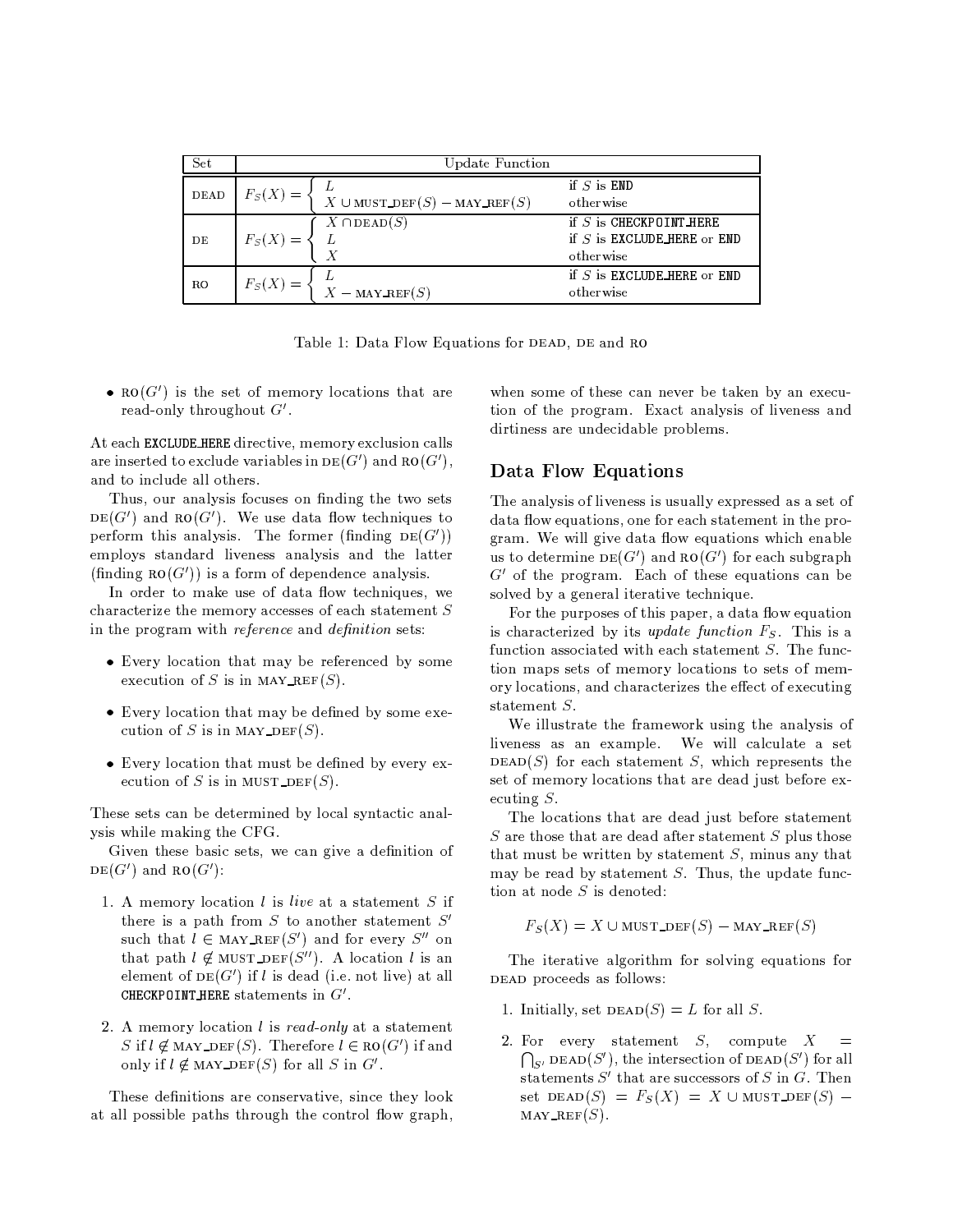| Set | Update Function |
|---|---|
| DEAD | $F_S(X) = \begin{cases} L & \text{if } S \text{ is } \texttt{END} \\ X \cup \text{MUST\_DEF}(S) - \text{MAY\_REF}(S) & \text{otherwise} \end{cases}$ |
| DE | $F_S(X) = \begin{cases} X \cap \text{DEAD}(S) & \text{if } S \text{ is } \texttt{CHECKPOINT\_HERE} \\ L & \text{if } S \text{ is } \texttt{EXCLUDE\_HERE} \text{ or } \texttt{END} \\ X & \text{otherwise} \end{cases}$ |
| RO | $F_S(X) = \begin{cases} L & \text{if } S \text{ is } \texttt{EXCLUDE\_HERE} \text{ or } \texttt{END} \\ X - \text{MAY\_REF}(S) & \text{otherwise} \end{cases}$ |

Table 1: Data Flow Equations for DEAD, DE and RO

- RO$(G')$ is the set of memory locations that are read-only throughout $G'$.

At each `EXCLUDE_HERE` directive, memory exclusion calls are inserted to exclude variables in DE$(G')$ and RO$(G')$, and to include all others.

Thus, our analysis focuses on finding the two sets DE$(G')$ and RO$(G')$. We use data flow techniques to perform this analysis. The former (finding DE$(G')$) employs standard liveness analysis and the latter (finding RO$(G')$) is a form of dependence analysis.

In order to make use of data flow techniques, we characterize the memory accesses of each statement $S$ in the program with *reference* and *definition* sets:

- Every location that may be referenced by some execution of $S$ is in MAY_REF$(S)$.
- Every location that may be defined by some execution of $S$ is in MAY_DEF$(S)$.
- Every location that must be defined by every execution of $S$ is in MUST_DEF$(S)$.

These sets can be determined by local syntactic analysis while making the CFG.

Given these basic sets, we can give a definition of DE$(G')$ and RO$(G')$:

1. A memory location $l$ is *live* at a statement $S$ if there is a path from $S$ to another statement $S'$ such that $l \in$ MAY_REF$(S')$ and for every $S''$ on that path $l \notin$ MUST_DEF$(S'')$. A location $l$ is an element of DE$(G')$ if $l$ is dead (i.e. not live) at all `CHECKPOINT_HERE` statements in $G'$.
2. A memory location $l$ is *read-only* at a statement $S$ if $l \notin$ MAY_DEF$(S)$. Therefore $l \in$ RO$(G')$ if and only if $l \notin$ MAY_DEF$(S)$ for all $S$ in $G'$.

These definitions are conservative, since they look at all possible paths through the control flow graph, when some of these can never be taken by an execution of the program. Exact analysis of liveness and dirtiness are undecidable problems.

## Data Flow Equations

The analysis of liveness is usually expressed as a set of data flow equations, one for each statement in the program. We will give data flow equations which enable us to determine DE$(G')$ and RO$(G')$ for each subgraph $G'$ of the program. Each of these equations can be solved by a general iterative technique.

For the purposes of this paper, a data flow equation is characterized by its *update function* $F_S$. This is a function associated with each statement $S$. The function maps sets of memory locations to sets of memory locations, and characterizes the effect of executing statement $S$.

We illustrate the framework using the analysis of liveness as an example. We will calculate a set DEAD$(S)$ for each statement $S$, which represents the set of memory locations that are dead just before executing $S$.

The locations that are dead just before statement $S$ are those that are dead after statement $S$ plus those that must be written by statement $S$, minus any that may be read by statement $S$. Thus, the update function at node $S$ is denoted:

$$F_S(X) = X \cup \text{MUST\_DEF}(S) - \text{MAY\_REF}(S)$$

The iterative algorithm for solving equations for DEAD proceeds as follows:

1. Initially, set DEAD$(S) = L$ for all $S$.
2. For every statement $S$, compute $X = \bigcap_{S'} \text{DEAD}(S')$, the intersection of DEAD$(S')$ for all statements $S'$ that are successors of $S$ in $G$. Then set DEAD$(S) = F_S(X) = X \cup$ MUST_DEF$(S) -$ MAY_REF$(S)$.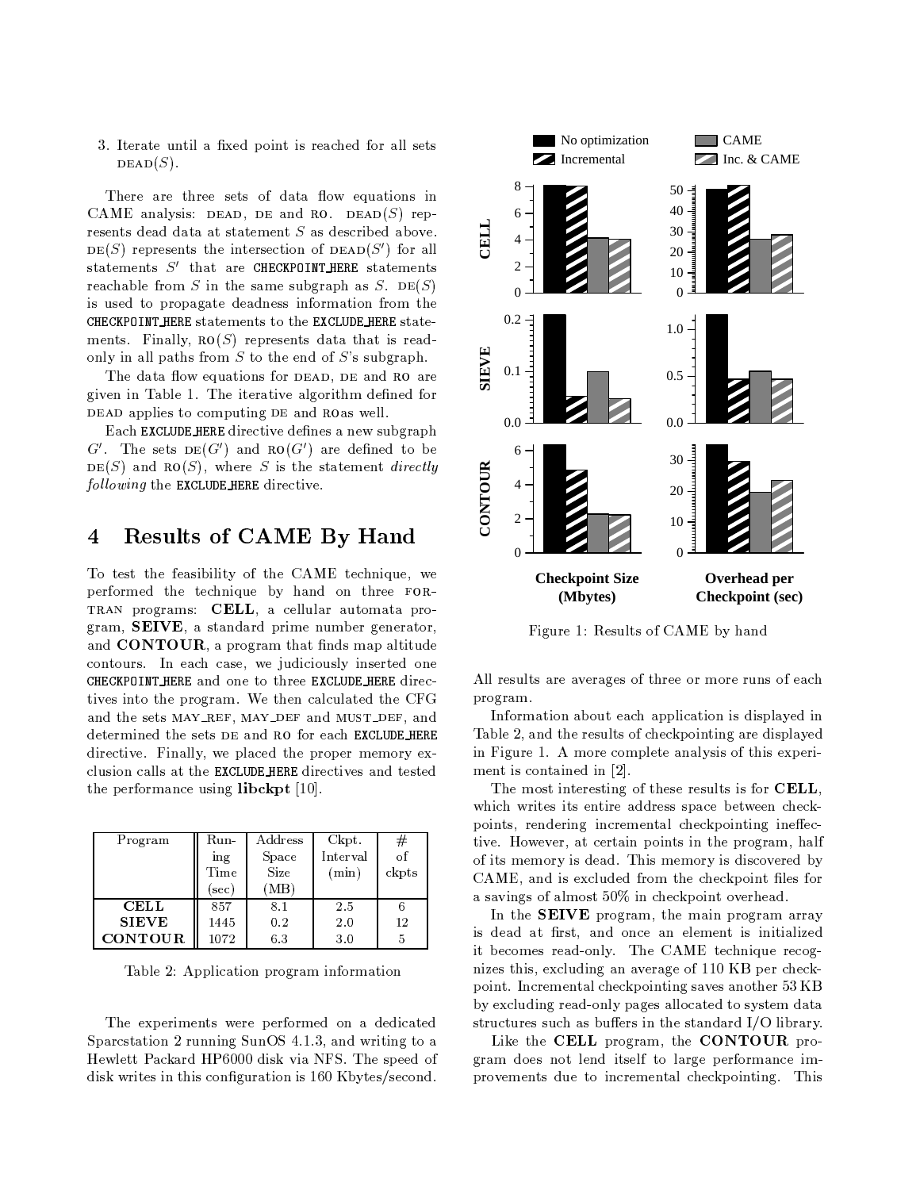3. Iterate until a fixed point is reached for all sets $\text{DEAD}(S)$.

There are three sets of data flow equations in CAME analysis: DEAD, DE and RO. $\text{DEAD}(S)$ represents dead data at statement $S$ as described above. $\text{DE}(S)$ represents the intersection of $\text{DEAD}(S')$ for all statements $S'$ that are `CHECKPOINT_HERE` statements reachable from $S$ in the same subgraph as $S$. $\text{DE}(S)$ is used to propagate deadness information from the `CHECKPOINT_HERE` statements to the `EXCLUDE_HERE` statements. Finally, $\text{RO}(S)$ represents data that is read-only in all paths from $S$ to the end of $S$'s subgraph.

The data flow equations for DEAD, DE and RO are given in Table 1. The iterative algorithm defined for DEAD applies to computing DE and ROas well.

Each `EXCLUDE_HERE` directive defines a new subgraph $G'$. The sets $\text{DE}(G')$ and $\text{RO}(G')$ are defined to be $\text{DE}(S)$ and $\text{RO}(S)$, where $S$ is the statement *directly following* the `EXCLUDE_HERE` directive.

## 4 Results of CAME By Hand

To test the feasibility of the CAME technique, we performed the technique by hand on three FORTRAN programs: **CELL**, a cellular automata program, **SEIVE**, a standard prime number generator, and **CONTOUR**, a program that finds map altitude contours. In each case, we judiciously inserted one `CHECKPOINT_HERE` and one to three `EXCLUDE_HERE` directives into the program. We then calculated the CFG and the sets MAY_REF, MAY_DEF, and MUST_DEF, and determined the sets DE and RO for each `EXCLUDE_HERE` directive. Finally, we placed the proper memory exclusion calls at the `EXCLUDE_HERE` directives and tested the performance using **libckpt** [10].

| Program | Running Time (sec) | Address Space Size (MB) | Ckpt. Interval (min) | # of ckpts |
|---|---|---|---|---|
| **CELL** | 857 | 8.1 | 2.5 | 6 |
| **SIEVE** | 1445 | 0.2 | 2.0 | 12 |
| **CONTOUR** | 1072 | 6.3 | 3.0 | 5 |

Table 2: Application program information

The experiments were performed on a dedicated Sparcstation 2 running SunOS 4.1.3, and writing to a Hewlett Packard HP6000 disk via NFS. The speed of disk writes in this configuration is 160 Kbytes/second.

Figure 1: Results of CAME by hand

All results are averages of three or more runs of each program.

Information about each application is displayed in Table 2, and the results of checkpointing are displayed in Figure 1. A more complete analysis of this experiment is contained in [2].

The most interesting of these results is for **CELL**, which writes its entire address space between checkpoints, rendering incremental checkpointing ineffective. However, at certain points in the program, half of its memory is dead. This memory is discovered by CAME, and is excluded from the checkpoint files for a savings of almost 50% in checkpoint overhead.

In the **SEIVE** program, the main program array is dead at first, and once an element is initialized it becomes read-only. The CAME technique recognizes this, excluding an average of 110 KB per checkpoint. Incremental checkpointing saves another 53 KB by excluding read-only pages allocated to system data structures such as buffers in the standard I/O library.

Like the **CELL** program, the **CONTOUR** program does not lend itself to large performance improvements due to incremental checkpointing. This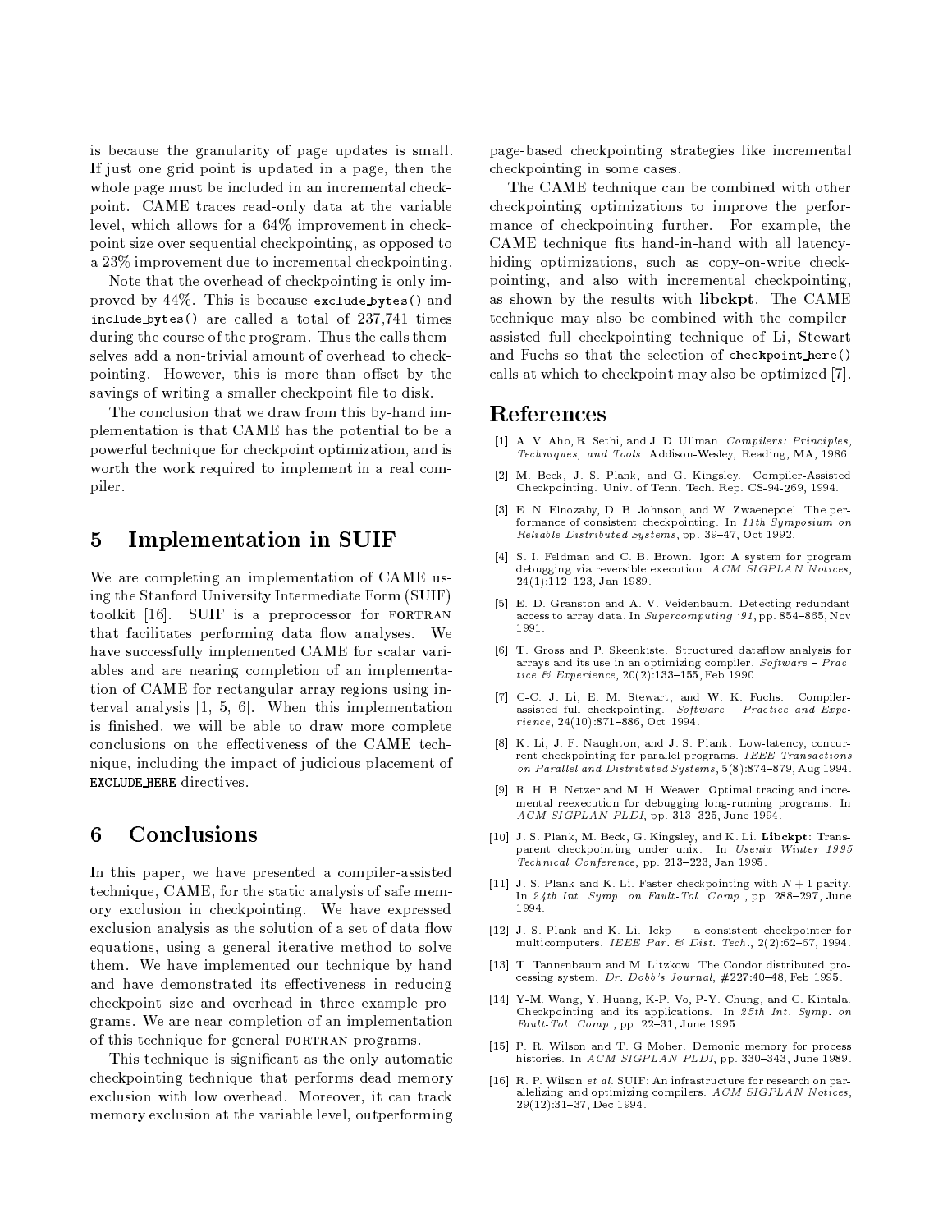is because the granularity of page updates is small. If just one grid point is updated in a page, then the whole page must be included in an incremental checkpoint. CAME traces read-only data at the variable level, which allows for a 64% improvement in checkpoint size over sequential checkpointing, as opposed to a 23% improvement due to incremental checkpointing.

Note that the overhead of checkpointing is only improved by 44%. This is because `exclude_bytes()` and `include_bytes()` are called a total of 237,741 times during the course of the program. Thus the calls themselves add a non-trivial amount of overhead to checkpointing. However, this is more than offset by the savings of writing a smaller checkpoint file to disk.

The conclusion that we draw from this by-hand implementation is that CAME has the potential to be a powerful technique for checkpoint optimization, and is worth the work required to implement in a real compiler.

## 5 Implementation in SUIF

We are completing an implementation of CAME using the Stanford University Intermediate Form (SUIF) toolkit [16]. SUIF is a preprocessor for FORTRAN that facilitates performing data flow analyses. We have successfully implemented CAME for scalar variables and are nearing completion of an implementation of CAME for rectangular array regions using interval analysis [1, 5, 6]. When this implementation is finished, we will be able to draw more complete conclusions on the effectiveness of the CAME technique, including the impact of judicious placement of `EXCLUDE_HERE` directives.

## 6 Conclusions

In this paper, we have presented a compiler-assisted technique, CAME, for the static analysis of safe memory exclusion in checkpointing. We have expressed exclusion analysis as the solution of a set of data flow equations, using a general iterative method to solve them. We have implemented our technique by hand and have demonstrated its effectiveness in reducing checkpoint size and overhead in three example programs. We are near completion of an implementation of this technique for general FORTRAN programs.

This technique is significant as the only automatic checkpointing technique that performs dead memory exclusion with low overhead. Moreover, it can track memory exclusion at the variable level, outperforming page-based checkpointing strategies like incremental checkpointing in some cases.

The CAME technique can be combined with other checkpointing optimizations to improve the performance of checkpointing further. For example, the CAME technique fits hand-in-hand with all latency-hiding optimizations, such as copy-on-write checkpointing, and also with incremental checkpointing, as shown by the results with **libckpt**. The CAME technique may also be combined with the compiler-assisted full checkpointing technique of Li, Stewart and Fuchs so that the selection of `checkpoint_here()` calls at which to checkpoint may also be optimized [7].

## References

[1] A. V. Aho, R. Sethi, and J. D. Ullman. *Compilers: Principles, Techniques, and Tools.* Addison-Wesley, Reading, MA, 1986.

[2] M. Beck, J. S. Plank, and G. Kingsley. Compiler-Assisted Checkpointing. Univ. of Tenn. Tech. Rep. CS-94-269, 1994.

[3] E. N. Elnozahy, D. B. Johnson, and W. Zwaenepoel. The performance of consistent checkpointing. In *11th Symposium on Reliable Distributed Systems*, pp. 39–47, Oct 1992.

[4] S. I. Feldman and C. B. Brown. Igor: A system for program debugging via reversible execution. *ACM SIGPLAN Notices*, 24(1):112–123, Jan 1989.

[5] E. D. Granston and A. V. Veidenbaum. Detecting redundant access to array data. In *Supercomputing '91*, pp. 854–865, Nov 1991.

[6] T. Gross and P. Skeenkiste. Structured dataflow analysis for arrays and its use in an optimizing compiler. *Software – Practice & Experience*, 20(2):133–155, Feb 1990.

[7] C-C. J. Li, E. M. Stewart, and W. K. Fuchs. Compiler-assisted full checkpointing. *Software – Practice and Experience*, 24(10):871–886, Oct 1994.

[8] K. Li, J. F. Naughton, and J. S. Plank. Low-latency, concurrent checkpointing for parallel programs. *IEEE Transactions on Parallel and Distributed Systems*, 5(8):874–879, Aug 1994.

[9] R. H. B. Netzer and M. H. Weaver. Optimal tracing and incremental reexecution for debugging long-running programs. In *ACM SIGPLAN PLDI*, pp. 313–325, June 1994.

[10] J. S. Plank, M. Beck, G. Kingsley, and K. Li. **Libckpt**: Transparent checkpointing under unix. In *Usenix Winter 1995 Technical Conference*, pp. 213–223, Jan 1995.

[11] J. S. Plank and K. Li. Faster checkpointing with $N + 1$ parity. In *24th Int. Symp. on Fault-Tol. Comp.*, pp. 288–297, June 1994.

[12] J. S. Plank and K. Li. Ickp — a consistent checkpointer for multicomputers. *IEEE Par. & Dist. Tech.*, 2(2):62–67, 1994.

[13] T. Tannenbaum and M. Litzkow. The Condor distributed processing system. *Dr. Dobb's Journal*, #227:40–48, Feb 1995.

[14] Y-M. Wang, Y. Huang, K-P. Vo, P-Y. Chung, and C. Kintala. Checkpointing and its applications. In *25th Int. Symp. on Fault-Tol. Comp.*, pp. 22–31, June 1995.

[15] P. R. Wilson and T. G. Moher. Demonic memory for process histories. In *ACM SIGPLAN PLDI*, pp. 330–343, June 1989.

[16] R. P. Wilson *et al.* SUIF: An infrastructure for research on parallelizing and optimizing compilers. *ACM SIGPLAN Notices*, 29(12):31–37, Dec 1994.